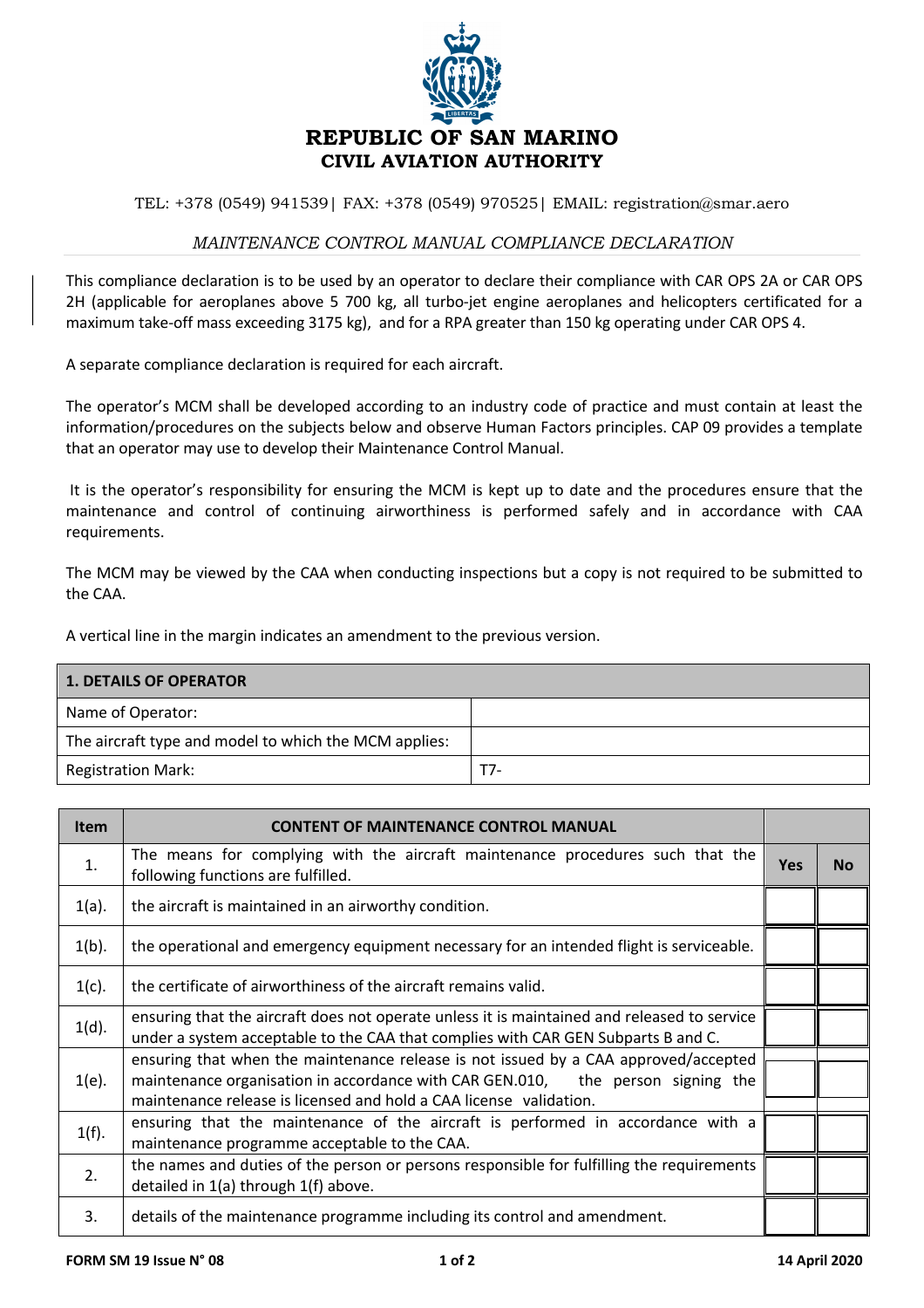# REPUBLIC OF SAN MARINO
## CIVIL AVIATION AUTHORITY

TEL: +378 (0549) 941539| FAX: +378 (0549) 970525| EMAIL: registration@smar.aero

*MAINTENANCE CONTROL MANUAL COMPLIANCE DECLARATION*

This compliance declaration is to be used by an operator to declare their compliance with CAR OPS 2A or CAR OPS 2H (applicable for aeroplanes above 5 700 kg, all turbo-jet engine aeroplanes and helicopters certificated for a maximum take-off mass exceeding 3175 kg), and for a RPA greater than 150 kg operating under CAR OPS 4.

A separate compliance declaration is required for each aircraft.

The operator's MCM shall be developed according to an industry code of practice and must contain at least the information/procedures on the subjects below and observe Human Factors principles. CAP 09 provides a template that an operator may use to develop their Maintenance Control Manual.

It is the operator's responsibility for ensuring the MCM is kept up to date and the procedures ensure that the maintenance and control of continuing airworthiness is performed safely and in accordance with CAA requirements.

The MCM may be viewed by the CAA when conducting inspections but a copy is not required to be submitted to the CAA.

A vertical line in the margin indicates an amendment to the previous version.

| **1. DETAILS OF OPERATOR** | |
|---|---|
| Name of Operator: | |
| The aircraft type and model to which the MCM applies: | |
| Registration Mark: | T7- |

| **Item** | **CONTENT OF MAINTENANCE CONTROL MANUAL** | | |
|---|---|---|---|
| 1. | The means for complying with the aircraft maintenance procedures such that the following functions are fulfilled. | **Yes** | **No** |
| 1(a). | the aircraft is maintained in an airworthy condition. | | |
| 1(b). | the operational and emergency equipment necessary for an intended flight is serviceable. | | |
| 1(c). | the certificate of airworthiness of the aircraft remains valid. | | |
| 1(d). | ensuring that the aircraft does not operate unless it is maintained and released to service under a system acceptable to the CAA that complies with CAR GEN Subparts B and C. | | |
| 1(e). | ensuring that when the maintenance release is not issued by a CAA approved/accepted maintenance organisation in accordance with CAR GEN.010, the person signing the maintenance release is licensed and hold a CAA license validation. | | |
| 1(f). | ensuring that the maintenance of the aircraft is performed in accordance with a maintenance programme acceptable to the CAA. | | |
| 2. | the names and duties of the person or persons responsible for fulfilling the requirements detailed in 1(a) through 1(f) above. | | |
| 3. | details of the maintenance programme including its control and amendment. | | |

FORM SM 19 Issue N° 08 — 14 April 2020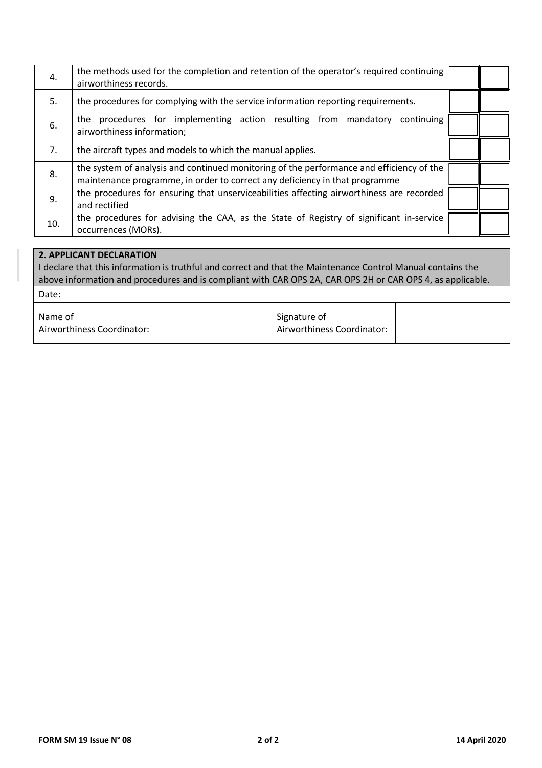| | | | |
|---|---|---|---|
| 4. | the methods used for the completion and retention of the operator's required continuing airworthiness records. | | |
| 5. | the procedures for complying with the service information reporting requirements. | | |
| 6. | the procedures for implementing action resulting from mandatory continuing airworthiness information; | | |
| 7. | the aircraft types and models to which the manual applies. | | |
| 8. | the system of analysis and continued monitoring of the performance and efficiency of the maintenance programme, in order to correct any deficiency in that programme | | |
| 9. | the procedures for ensuring that unserviceabilities affecting airworthiness are recorded and rectified | | |
| 10. | the procedures for advising the CAA, as the State of Registry of significant in-service occurrences (MORs). | | |

**2. APPLICANT DECLARATION**

I declare that this information is truthful and correct and that the Maintenance Control Manual contains the above information and procedures and is compliant with CAR OPS 2A, CAR OPS 2H or CAR OPS 4, as applicable.

| | | | |
|---|---|---|---|
| Date: | | | |
| Name of Airworthiness Coordinator: | | Signature of Airworthiness Coordinator: | |

FORM SM 19 Issue N° 08 — 14 April 2020